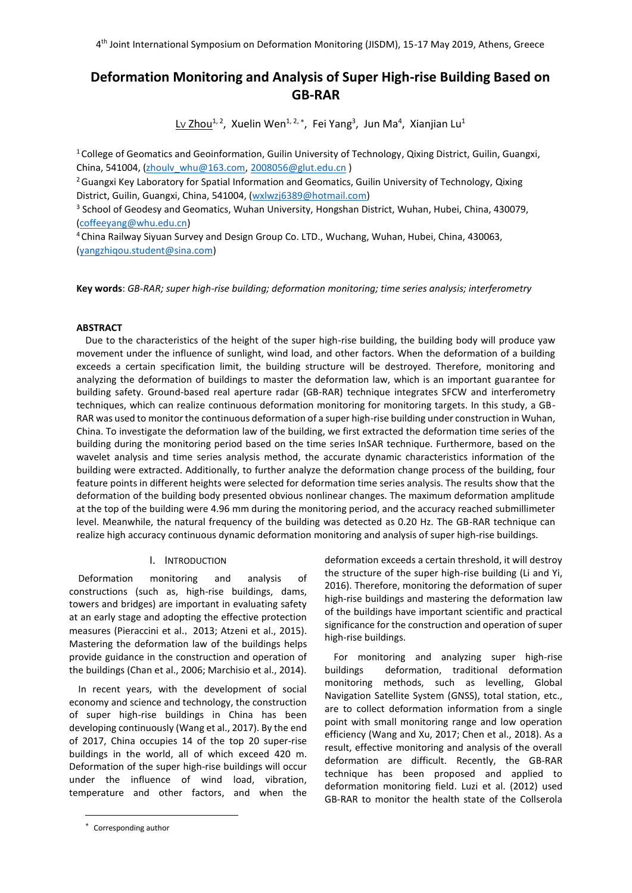# Deformation Monitoring and Analysis of Super High-rise Building Based on GB-RAR

Lv Zhou[1, 2], Xuelin Wen[1, 2, *], Fei Yang[3], Jun Ma[4], Xianjian Lu[1]

[1] College of Geomatics and Geoinformation, Guilin University of Technology, Qixing District, Guilin, Guangxi, China, 541004, (zhoulv_whu@163.com, 2008056@glut.edu.cn )

[2] Guangxi Key Laboratory for Spatial Information and Geomatics, Guilin University of Technology, Qixing District, Guilin, Guangxi, China, 541004, (wxlwzj6389@hotmail.com)

[3] School of Geodesy and Geomatics, Wuhan University, Hongshan District, Wuhan, Hubei, China, 430079, (coffeeyang@whu.edu.cn)

[4] China Railway Siyuan Survey and Design Group Co. LTD., Wuchang, Wuhan, Hubei, China, 430063, (yangzhiqou.student@sina.com)

**Key words**: *GB-RAR; super high-rise building; deformation monitoring; time series analysis; interferometry*

## ABSTRACT

Due to the characteristics of the height of the super high-rise building, the building body will produce yaw movement under the influence of sunlight, wind load, and other factors. When the deformation of a building exceeds a certain specification limit, the building structure will be destroyed. Therefore, monitoring and analyzing the deformation of buildings to master the deformation law, which is an important guarantee for building safety. Ground-based real aperture radar (GB-RAR) technique integrates SFCW and interferometry techniques, which can realize continuous deformation monitoring for monitoring targets. In this study, a GB-RAR was used to monitor the continuous deformation of a super high-rise building under construction in Wuhan, China. To investigate the deformation law of the building, we first extracted the deformation time series of the building during the monitoring period based on the time series InSAR technique. Furthermore, based on the wavelet analysis and time series analysis method, the accurate dynamic characteristics information of the building were extracted. Additionally, to further analyze the deformation change process of the building, four feature points in different heights were selected for deformation time series analysis. The results show that the deformation of the building body presented obvious nonlinear changes. The maximum deformation amplitude at the top of the building were 4.96 mm during the monitoring period, and the accuracy reached submillimeter level. Meanwhile, the natural frequency of the building was detected as 0.20 Hz. The GB-RAR technique can realize high accuracy continuous dynamic deformation monitoring and analysis of super high-rise buildings.

## I. INTRODUCTION

Deformation monitoring and analysis of constructions (such as, high-rise buildings, dams, towers and bridges) are important in evaluating safety at an early stage and adopting the effective protection measures (Pieraccini et al., 2013; Atzeni et al., 2015). Mastering the deformation law of the buildings helps provide guidance in the construction and operation of the buildings (Chan et al., 2006; Marchisio et al., 2014).

In recent years, with the development of social economy and science and technology, the construction of super high-rise buildings in China has been developing continuously (Wang et al., 2017). By the end of 2017, China occupies 14 of the top 20 super-rise buildings in the world, all of which exceed 420 m. Deformation of the super high-rise buildings will occur under the influence of wind load, vibration, temperature and other factors, and when the deformation exceeds a certain threshold, it will destroy the structure of the super high-rise building (Li and Yi, 2016). Therefore, monitoring the deformation of super high-rise buildings and mastering the deformation law of the buildings have important scientific and practical significance for the construction and operation of super high-rise buildings.

For monitoring and analyzing super high-rise buildings deformation, traditional deformation monitoring methods, such as levelling, Global Navigation Satellite System (GNSS), total station, etc., are to collect deformation information from a single point with small monitoring range and low operation efficiency (Wang and Xu, 2017; Chen et al., 2018). As a result, effective monitoring and analysis of the overall deformation are difficult. Recently, the GB-RAR technique has been proposed and applied to deformation monitoring field. Luzi et al. (2012) used GB-RAR to monitor the health state of the Collserola

[*] Corresponding author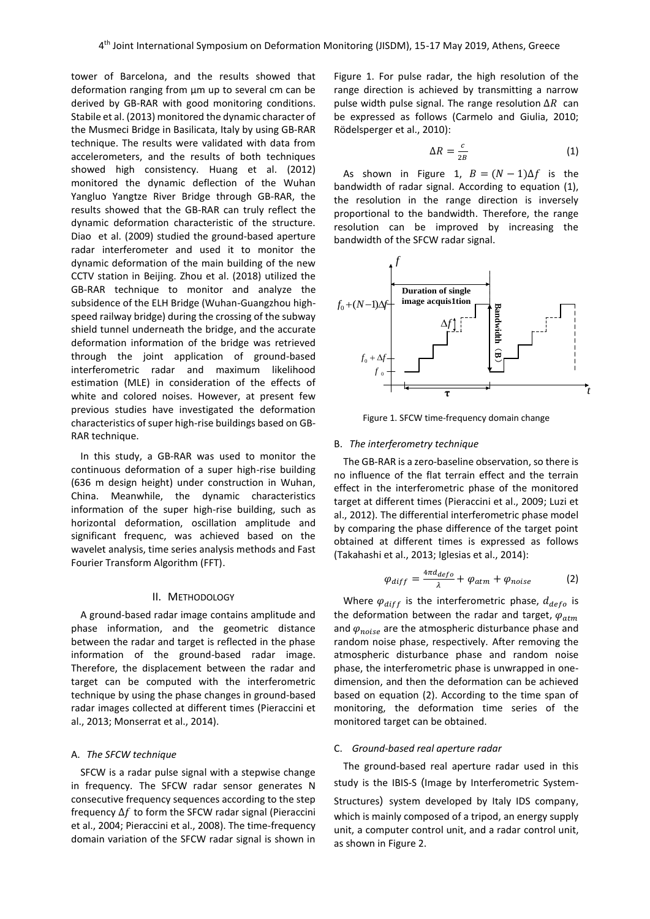tower of Barcelona, and the results showed that deformation ranging from μm up to several cm can be derived by GB-RAR with good monitoring conditions. Stabile et al. (2013) monitored the dynamic character of the Musmeci Bridge in Basilicata, Italy by using GB-RAR technique. The results were validated with data from accelerometers, and the results of both techniques showed high consistency. Huang et al. (2012) monitored the dynamic deflection of the Wuhan Yangluo Yangtze River Bridge through GB-RAR, the results showed that the GB-RAR can truly reflect the dynamic deformation characteristic of the structure. Diao et al. (2009) studied the ground-based aperture radar interferometer and used it to monitor the dynamic deformation of the main building of the new CCTV station in Beijing. Zhou et al. (2018) utilized the GB-RAR technique to monitor and analyze the subsidence of the ELH Bridge (Wuhan-Guangzhou high-speed railway bridge) during the crossing of the subway shield tunnel underneath the bridge, and the accurate deformation information of the bridge was retrieved through the joint application of ground-based interferometric radar and maximum likelihood estimation (MLE) in consideration of the effects of white and colored noises. However, at present few previous studies have investigated the deformation characteristics of super high-rise buildings based on GB-RAR technique.

In this study, a GB-RAR was used to monitor the continuous deformation of a super high-rise building (636 m design height) under construction in Wuhan, China. Meanwhile, the dynamic characteristics information of the super high-rise building, such as horizontal deformation, oscillation amplitude and significant frequenc, was achieved based on the wavelet analysis, time series analysis methods and Fast Fourier Transform Algorithm (FFT).

## II. METHODOLOGY

A ground-based radar image contains amplitude and phase information, and the geometric distance between the radar and target is reflected in the phase information of the ground-based radar image. Therefore, the displacement between the radar and target can be computed with the interferometric technique by using the phase changes in ground-based radar images collected at different times (Pieraccini et al., 2013; Monserrat et al., 2014).

### A. *The SFCW technique*

SFCW is a radar pulse signal with a stepwise change in frequency. The SFCW radar sensor generates N consecutive frequency sequences according to the step frequency $\Delta f$ to form the SFCW radar signal (Pieraccini et al., 2004; Pieraccini et al., 2008). The time-frequency domain variation of the SFCW radar signal is shown in Figure 1. For pulse radar, the high resolution of the range direction is achieved by transmitting a narrow pulse width pulse signal. The range resolution $\Delta R$ can be expressed as follows (Carmelo and Giulia, 2010; Rödelsperger et al., 2010):

$$\Delta R = \frac{c}{2B} \tag{1}$$

As shown in Figure 1, $B = (N-1)\Delta f$ is the bandwidth of radar signal. According to equation (1), the resolution in the range direction is inversely proportional to the bandwidth. Therefore, the range resolution can be improved by increasing the bandwidth of the SFCW radar signal.

Figure 1. SFCW time-frequency domain change

### B. *The interferometry technique*

The GB-RAR is a zero-baseline observation, so there is no influence of the flat terrain effect and the terrain effect in the interferometric phase of the monitored target at different times (Pieraccini et al., 2009; Luzi et al., 2012). The differential interferometric phase model by comparing the phase difference of the target point obtained at different times is expressed as follows (Takahashi et al., 2013; Iglesias et al., 2014):

$$\varphi_{diff} = \frac{4\pi d_{defo}}{\lambda} + \varphi_{atm} + \varphi_{noise} \tag{2}$$

Where $\varphi_{diff}$ is the interferometric phase, $d_{defo}$ is the deformation between the radar and target, $\varphi_{atm}$ and $\varphi_{noise}$ are the atmospheric disturbance phase and random noise phase, respectively. After removing the atmospheric disturbance phase and random noise phase, the interferometric phase is unwrapped in one-dimension, and then the deformation can be achieved based on equation (2). According to the time span of monitoring, the deformation time series of the monitored target can be obtained.

### C. *Ground-based real aperture radar*

The ground-based real aperture radar used in this study is the IBIS-S (Image by Interferometric System-Structures) system developed by Italy IDS company, which is mainly composed of a tripod, an energy supply unit, a computer control unit, and a radar control unit, as shown in Figure 2.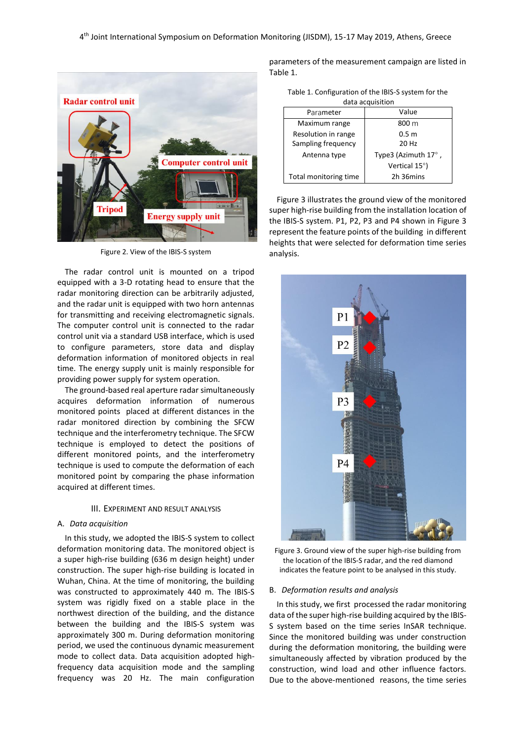Figure 2. View of the IBIS-S system

The radar control unit is mounted on a tripod equipped with a 3-D rotating head to ensure that the radar monitoring direction can be arbitrarily adjusted, and the radar unit is equipped with two horn antennas for transmitting and receiving electromagnetic signals. The computer control unit is connected to the radar control unit via a standard USB interface, which is used to configure parameters, store data and display deformation information of monitored objects in real time. The energy supply unit is mainly responsible for providing power supply for system operation.

The ground-based real aperture radar simultaneously acquires deformation information of numerous monitored points placed at different distances in the radar monitored direction by combining the SFCW technique and the interferometry technique. The SFCW technique is employed to detect the positions of different monitored points, and the interferometry technique is used to compute the deformation of each monitored point by comparing the phase information acquired at different times.

## III. Experiment and Result Analysis

### A. *Data acquisition*

In this study, we adopted the IBIS-S system to collect deformation monitoring data. The monitored object is a super high-rise building (636 m design height) under construction. The super high-rise building is located in Wuhan, China. At the time of monitoring, the building was constructed to approximately 440 m. The IBIS-S system was rigidly fixed on a stable place in the northwest direction of the building, and the distance between the building and the IBIS-S system was approximately 300 m. During deformation monitoring period, we used the continuous dynamic measurement mode to collect data. Data acquisition adopted high-frequency data acquisition mode and the sampling frequency was 20 Hz. The main configuration parameters of the measurement campaign are listed in Table 1.

Table 1. Configuration of the IBIS-S system for the data acquisition

| Parameter | Value |
|---|---|
| Maximum range | 800 m |
| Resolution in range | 0.5 m |
| Sampling frequency | 20 Hz |
| Antenna type | Type3 (Azimuth 17°, Vertical 15°) |
| Total monitoring time | 2h 36mins |

Figure 3 illustrates the ground view of the monitored super high-rise building from the installation location of the IBIS-S system. P1, P2, P3 and P4 shown in Figure 3 represent the feature points of the building in different heights that were selected for deformation time series analysis.

Figure 3. Ground view of the super high-rise building from the location of the IBIS-S radar, and the red diamond indicates the feature point to be analysed in this study.

### B. *Deformation results and analysis*

In this study, we first processed the radar monitoring data of the super high-rise building acquired by the IBIS-S system based on the time series InSAR technique. Since the monitored building was under construction during the deformation monitoring, the building were simultaneously affected by vibration produced by the construction, wind load and other influence factors. Due to the above-mentioned reasons, the time series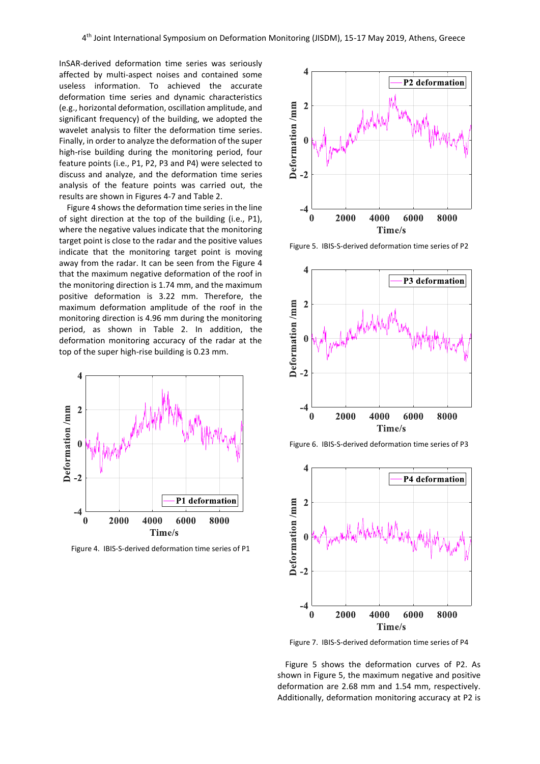InSAR-derived deformation time series was seriously affected by multi-aspect noises and contained some useless information. To achieved the accurate deformation time series and dynamic characteristics (e.g., horizontal deformation, oscillation amplitude, and significant frequency) of the building, we adopted the wavelet analysis to filter the deformation time series. Finally, in order to analyze the deformation of the super high-rise building during the monitoring period, four feature points (i.e., P1, P2, P3 and P4) were selected to discuss and analyze, and the deformation time series analysis of the feature points was carried out, the results are shown in Figures 4-7 and Table 2.

Figure 4 shows the deformation time series in the line of sight direction at the top of the building (i.e., P1), where the negative values indicate that the monitoring target point is close to the radar and the positive values indicate that the monitoring target point is moving away from the radar. It can be seen from the Figure 4 that the maximum negative deformation of the roof in the monitoring direction is 1.74 mm, and the maximum positive deformation is 3.22 mm. Therefore, the maximum deformation amplitude of the roof in the monitoring direction is 4.96 mm during the monitoring period, as shown in Table 2. In addition, the deformation monitoring accuracy of the radar at the top of the super high-rise building is 0.23 mm.

Figure 4. IBIS-S-derived deformation time series of P1

Figure 5. IBIS-S-derived deformation time series of P2

Figure 6. IBIS-S-derived deformation time series of P3

Figure 7. IBIS-S-derived deformation time series of P4

Figure 5 shows the deformation curves of P2. As shown in Figure 5, the maximum negative and positive deformation are 2.68 mm and 1.54 mm, respectively. Additionally, deformation monitoring accuracy at P2 is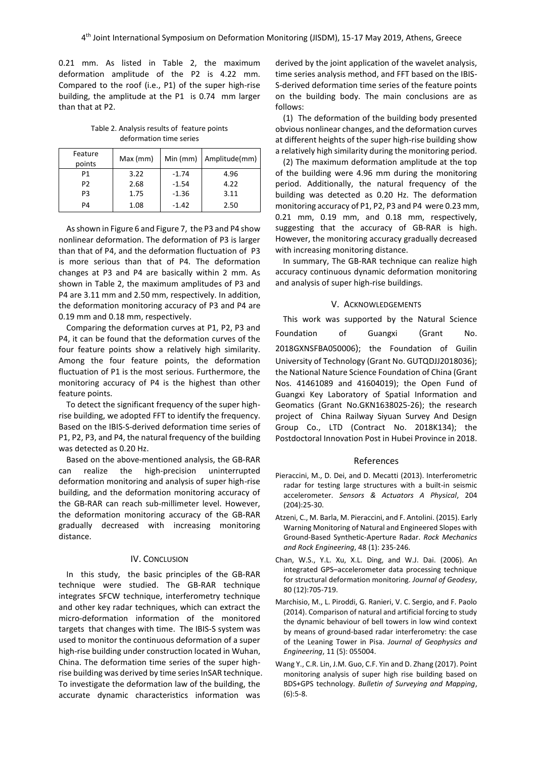0.21 mm. As listed in Table 2, the maximum deformation amplitude of the P2 is 4.22 mm. Compared to the roof (i.e., P1) of the super high-rise building, the amplitude at the P1 is 0.74 mm larger than that at P2.

Table 2. Analysis results of feature points deformation time series

| Feature points | Max (mm) | Min (mm) | Amplitude(mm) |
|---|---|---|---|
| P1 | 3.22 | -1.74 | 4.96 |
| P2 | 2.68 | -1.54 | 4.22 |
| P3 | 1.75 | -1.36 | 3.11 |
| P4 | 1.08 | -1.42 | 2.50 |

As shown in Figure 6 and Figure 7, the P3 and P4 show nonlinear deformation. The deformation of P3 is larger than that of P4, and the deformation fluctuation of P3 is more serious than that of P4. The deformation changes at P3 and P4 are basically within 2 mm. As shown in Table 2, the maximum amplitudes of P3 and P4 are 3.11 mm and 2.50 mm, respectively. In addition, the deformation monitoring accuracy of P3 and P4 are 0.19 mm and 0.18 mm, respectively.

Comparing the deformation curves at P1, P2, P3 and P4, it can be found that the deformation curves of the four feature points show a relatively high similarity. Among the four feature points, the deformation fluctuation of P1 is the most serious. Furthermore, the monitoring accuracy of P4 is the highest than other feature points.

To detect the significant frequency of the super high-rise building, we adopted FFT to identify the frequency. Based on the IBIS-S-derived deformation time series of P1, P2, P3, and P4, the natural frequency of the building was detected as 0.20 Hz.

Based on the above-mentioned analysis, the GB-RAR can realize the high-precision uninterrupted deformation monitoring and analysis of super high-rise building, and the deformation monitoring accuracy of the GB-RAR can reach sub-millimeter level. However, the deformation monitoring accuracy of the GB-RAR gradually decreased with increasing monitoring distance.

## IV. Conclusion

In this study, the basic principles of the GB-RAR technique were studied. The GB-RAR technique integrates SFCW technique, interferometry technique and other key radar techniques, which can extract the micro-deformation information of the monitored targets that changes with time. The IBIS-S system was used to monitor the continuous deformation of a super high-rise building under construction located in Wuhan, China. The deformation time series of the super high-rise building was derived by time series InSAR technique. To investigate the deformation law of the building, the accurate dynamic characteristics information was derived by the joint application of the wavelet analysis, time series analysis method, and FFT based on the IBIS-S-derived deformation time series of the feature points on the building body. The main conclusions are as follows:

(1) The deformation of the building body presented obvious nonlinear changes, and the deformation curves at different heights of the super high-rise building show a relatively high similarity during the monitoring period.

(2) The maximum deformation amplitude at the top of the building were 4.96 mm during the monitoring period. Additionally, the natural frequency of the building was detected as 0.20 Hz. The deformation monitoring accuracy of P1, P2, P3 and P4 were 0.23 mm, 0.21 mm, 0.19 mm, and 0.18 mm, respectively, suggesting that the accuracy of GB-RAR is high. However, the monitoring accuracy gradually decreased with increasing monitoring distance.

In summary, The GB-RAR technique can realize high accuracy continuous dynamic deformation monitoring and analysis of super high-rise buildings.

## V. Acknowledgements

This work was supported by the Natural Science Foundation of Guangxi (Grant No. 2018GXNSFBA050006); the Foundation of Guilin University of Technology (Grant No. GUTQDJJ2018036); the National Nature Science Foundation of China (Grant Nos. 41461089 and 41604019); the Open Fund of Guangxi Key Laboratory of Spatial Information and Geomatics (Grant No.GKN1638025-26); the research project of China Railway Siyuan Survey And Design Group Co., LTD (Contract No. 2018K134); the Postdoctoral Innovation Post in Hubei Province in 2018.

## References

Pieraccini, M., D. Dei, and D. Mecatti (2013). Interferometric radar for testing large structures with a built-in seismic accelerometer. *Sensors & Actuators A Physical*, 204 (204):25-30.

Atzeni, C., M. Barla, M. Pieraccini, and F. Antolini. (2015). Early Warning Monitoring of Natural and Engineered Slopes with Ground-Based Synthetic-Aperture Radar. *Rock Mechanics and Rock Engineering*, 48 (1): 235-246.

Chan, W.S., Y.L. Xu, X.L. Ding, and W.J. Dai. (2006). An integrated GPS–accelerometer data processing technique for structural deformation monitoring. *Journal of Geodesy*, 80 (12):705-719.

Marchisio, M., L. Piroddi, G. Ranieri, V. C. Sergio, and F. Paolo (2014). Comparison of natural and artificial forcing to study the dynamic behaviour of bell towers in low wind context by means of ground-based radar interferometry: the case of the Leaning Tower in Pisa. *Journal of Geophysics and Engineering*, 11 (5): 055004.

Wang Y., C.R. Lin, J.M. Guo, C.F. Yin and D. Zhang (2017). Point monitoring analysis of super high rise building based on BDS+GPS technology. *Bulletin of Surveying and Mapping*, (6):5-8.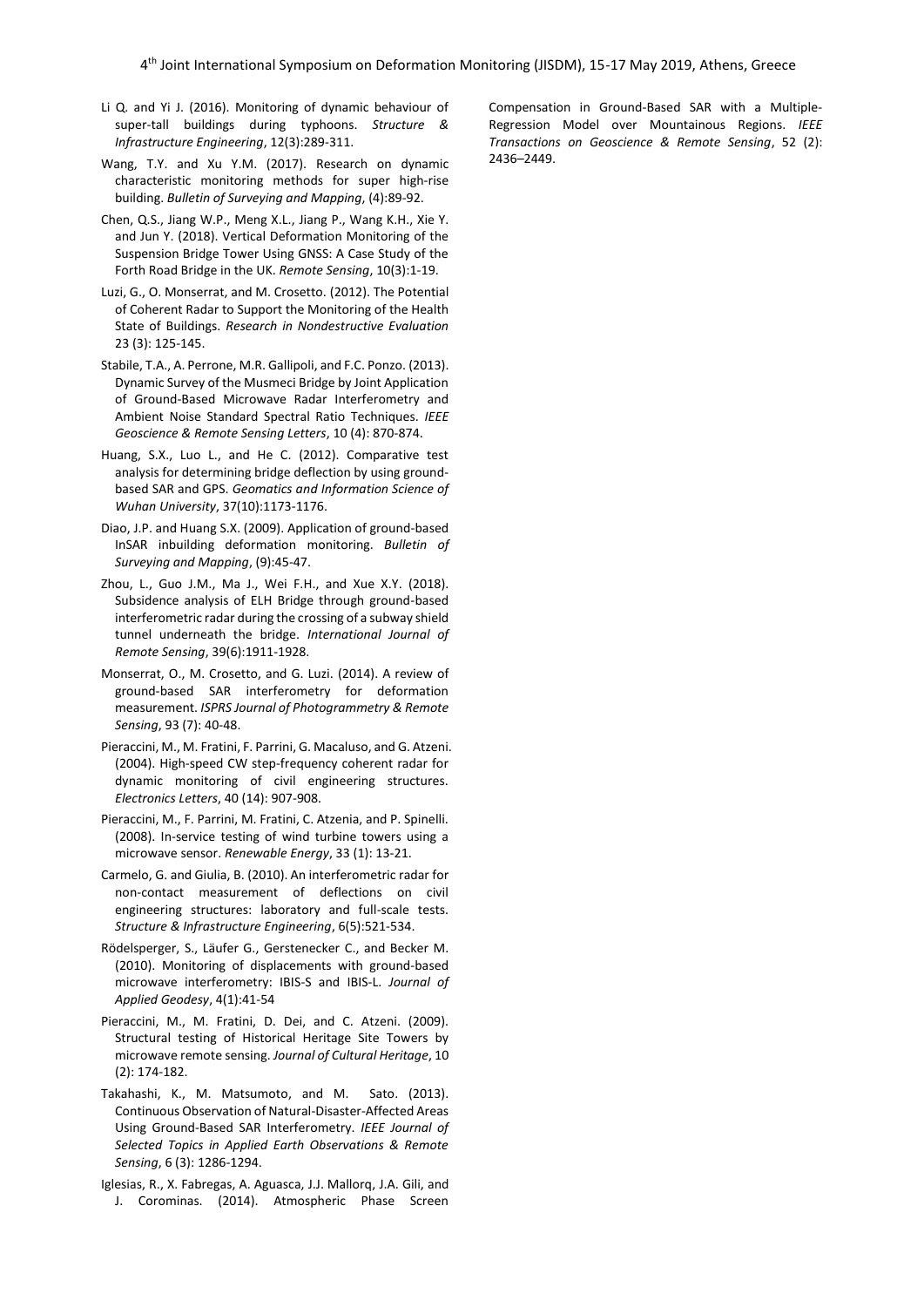Li Q. and Yi J. (2016). Monitoring of dynamic behaviour of super-tall buildings during typhoons. *Structure & Infrastructure Engineering*, 12(3):289-311.

Wang, T.Y. and Xu Y.M. (2017). Research on dynamic characteristic monitoring methods for super high-rise building. *Bulletin of Surveying and Mapping*, (4):89-92.

Chen, Q.S., Jiang W.P., Meng X.L., Jiang P., Wang K.H., Xie Y. and Jun Y. (2018). Vertical Deformation Monitoring of the Suspension Bridge Tower Using GNSS: A Case Study of the Forth Road Bridge in the UK. *Remote Sensing*, 10(3):1-19.

Luzi, G., O. Monserrat, and M. Crosetto. (2012). The Potential of Coherent Radar to Support the Monitoring of the Health State of Buildings. *Research in Nondestructive Evaluation* 23 (3): 125-145.

Stabile, T.A., A. Perrone, M.R. Gallipoli, and F.C. Ponzo. (2013). Dynamic Survey of the Musmeci Bridge by Joint Application of Ground-Based Microwave Radar Interferometry and Ambient Noise Standard Spectral Ratio Techniques. *IEEE Geoscience & Remote Sensing Letters*, 10 (4): 870-874.

Huang, S.X., Luo L., and He C. (2012). Comparative test analysis for determining bridge deflection by using ground-based SAR and GPS. *Geomatics and Information Science of Wuhan University*, 37(10):1173-1176.

Diao, J.P. and Huang S.X. (2009). Application of ground-based InSAR inbuilding deformation monitoring. *Bulletin of Surveying and Mapping*, (9):45-47.

Zhou, L., Guo J.M., Ma J., Wei F.H., and Xue X.Y. (2018). Subsidence analysis of ELH Bridge through ground-based interferometric radar during the crossing of a subway shield tunnel underneath the bridge. *International Journal of Remote Sensing*, 39(6):1911-1928.

Monserrat, O., M. Crosetto, and G. Luzi. (2014). A review of ground-based SAR interferometry for deformation measurement. *ISPRS Journal of Photogrammetry & Remote Sensing*, 93 (7): 40-48.

Pieraccini, M., M. Fratini, F. Parrini, G. Macaluso, and G. Atzeni. (2004). High-speed CW step-frequency coherent radar for dynamic monitoring of civil engineering structures. *Electronics Letters*, 40 (14): 907-908.

Pieraccini, M., F. Parrini, M. Fratini, C. Atzenia, and P. Spinelli. (2008). In-service testing of wind turbine towers using a microwave sensor. *Renewable Energy*, 33 (1): 13-21.

Carmelo, G. and Giulia, B. (2010). An interferometric radar for non-contact measurement of deflections on civil engineering structures: laboratory and full-scale tests. *Structure & Infrastructure Engineering*, 6(5):521-534.

Rödelsperger, S., Läufer G., Gerstenecker C., and Becker M. (2010). Monitoring of displacements with ground-based microwave interferometry: IBIS-S and IBIS-L. *Journal of Applied Geodesy*, 4(1):41-54

Pieraccini, M., M. Fratini, D. Dei, and C. Atzeni. (2009). Structural testing of Historical Heritage Site Towers by microwave remote sensing. *Journal of Cultural Heritage*, 10 (2): 174-182.

Takahashi, K., M. Matsumoto, and M. Sato. (2013). Continuous Observation of Natural-Disaster-Affected Areas Using Ground-Based SAR Interferometry. *IEEE Journal of Selected Topics in Applied Earth Observations & Remote Sensing*, 6 (3): 1286-1294.

Iglesias, R., X. Fabregas, A. Aguasca, J.J. Mallorq, J.A. Gili, and J. Corominas. (2014). Atmospheric Phase Screen Compensation in Ground-Based SAR with a Multiple-Regression Model over Mountainous Regions. *IEEE Transactions on Geoscience & Remote Sensing*, 52 (2): 2436–2449.